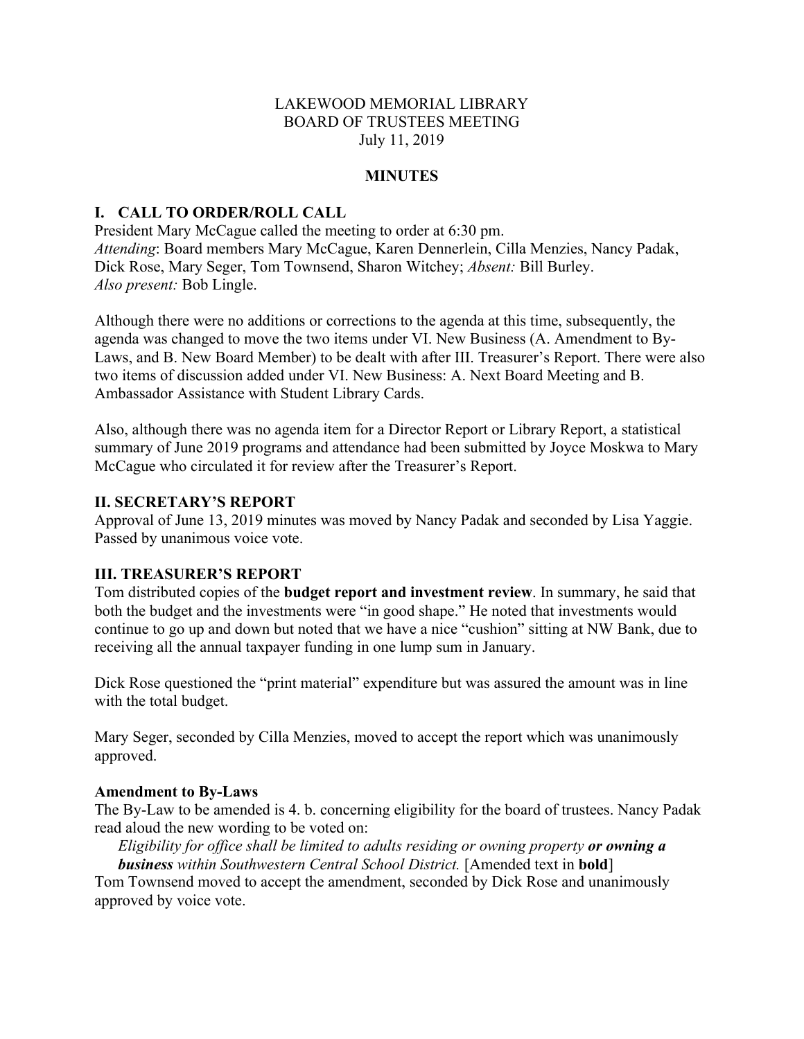LAKEWOOD MEMORIAL LIBRARY
BOARD OF TRUSTEES MEETING
July 11, 2019

**MINUTES**

## I. CALL TO ORDER/ROLL CALL

President Mary McCague called the meeting to order at 6:30 pm.
*Attending*: Board members Mary McCague, Karen Dennerlein, Cilla Menzies, Nancy Padak, Dick Rose, Mary Seger, Tom Townsend, Sharon Witchey; *Absent:* Bill Burley.
*Also present:* Bob Lingle.

Although there were no additions or corrections to the agenda at this time, subsequently, the agenda was changed to move the two items under VI. New Business (A. Amendment to By-Laws, and B. New Board Member) to be dealt with after III. Treasurer's Report. There were also two items of discussion added under VI. New Business: A. Next Board Meeting and B. Ambassador Assistance with Student Library Cards.

Also, although there was no agenda item for a Director Report or Library Report, a statistical summary of June 2019 programs and attendance had been submitted by Joyce Moskwa to Mary McCague who circulated it for review after the Treasurer's Report.

## II. SECRETARY'S REPORT

Approval of June 13, 2019 minutes was moved by Nancy Padak and seconded by Lisa Yaggie. Passed by unanimous voice vote.

## III. TREASURER'S REPORT

Tom distributed copies of the **budget report and investment review**. In summary, he said that both the budget and the investments were "in good shape." He noted that investments would continue to go up and down but noted that we have a nice "cushion" sitting at NW Bank, due to receiving all the annual taxpayer funding in one lump sum in January.

Dick Rose questioned the "print material" expenditure but was assured the amount was in line with the total budget.

Mary Seger, seconded by Cilla Menzies, moved to accept the report which was unanimously approved.

### Amendment to By-Laws

The By-Law to be amended is 4. b. concerning eligibility for the board of trustees. Nancy Padak read aloud the new wording to be voted on:

> *Eligibility for office shall be limited to adults residing or owning property* ***or owning a business*** *within Southwestern Central School District.* [Amended text in **bold**]

Tom Townsend moved to accept the amendment, seconded by Dick Rose and unanimously approved by voice vote.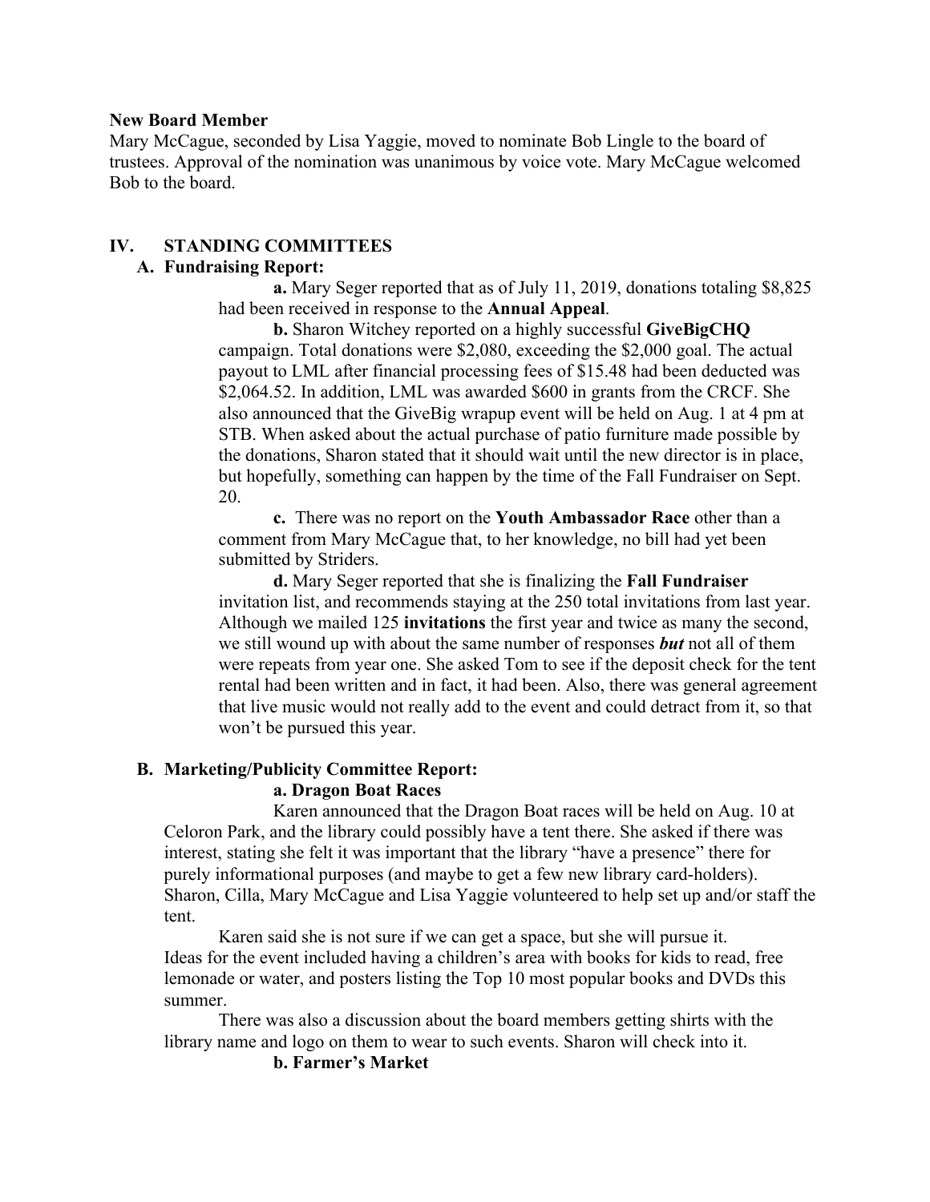**New Board Member**
Mary McCague, seconded by Lisa Yaggie, moved to nominate Bob Lingle to the board of trustees. Approval of the nomination was unanimous by voice vote. Mary McCague welcomed Bob to the board.

## IV. STANDING COMMITTEES

### A. Fundraising Report:

**a.** Mary Seger reported that as of July 11, 2019, donations totaling $8,825 had been received in response to the **Annual Appeal**.

**b.** Sharon Witchey reported on a highly successful **GiveBigCHQ** campaign. Total donations were $2,080, exceeding the $2,000 goal. The actual payout to LML after financial processing fees of $15.48 had been deducted was $2,064.52. In addition, LML was awarded $600 in grants from the CRCF. She also announced that the GiveBig wrapup event will be held on Aug. 1 at 4 pm at STB. When asked about the actual purchase of patio furniture made possible by the donations, Sharon stated that it should wait until the new director is in place, but hopefully, something can happen by the time of the Fall Fundraiser on Sept. 20.

**c.** There was no report on the **Youth Ambassador Race** other than a comment from Mary McCague that, to her knowledge, no bill had yet been submitted by Striders.

**d.** Mary Seger reported that she is finalizing the **Fall Fundraiser** invitation list, and recommends staying at the 250 total invitations from last year. Although we mailed 125 **invitations** the first year and twice as many the second, we still wound up with about the same number of responses ***but*** not all of them were repeats from year one. She asked Tom to see if the deposit check for the tent rental had been written and in fact, it had been. Also, there was general agreement that live music would not really add to the event and could detract from it, so that won't be pursued this year.

### B. Marketing/Publicity Committee Report:

**a. Dragon Boat Races**

Karen announced that the Dragon Boat races will be held on Aug. 10 at Celoron Park, and the library could possibly have a tent there. She asked if there was interest, stating she felt it was important that the library "have a presence" there for purely informational purposes (and maybe to get a few new library card-holders). Sharon, Cilla, Mary McCague and Lisa Yaggie volunteered to help set up and/or staff the tent.

Karen said she is not sure if we can get a space, but she will pursue it. Ideas for the event included having a children's area with books for kids to read, free lemonade or water, and posters listing the Top 10 most popular books and DVDs this summer.

There was also a discussion about the board members getting shirts with the library name and logo on them to wear to such events. Sharon will check into it.

**b. Farmer's Market**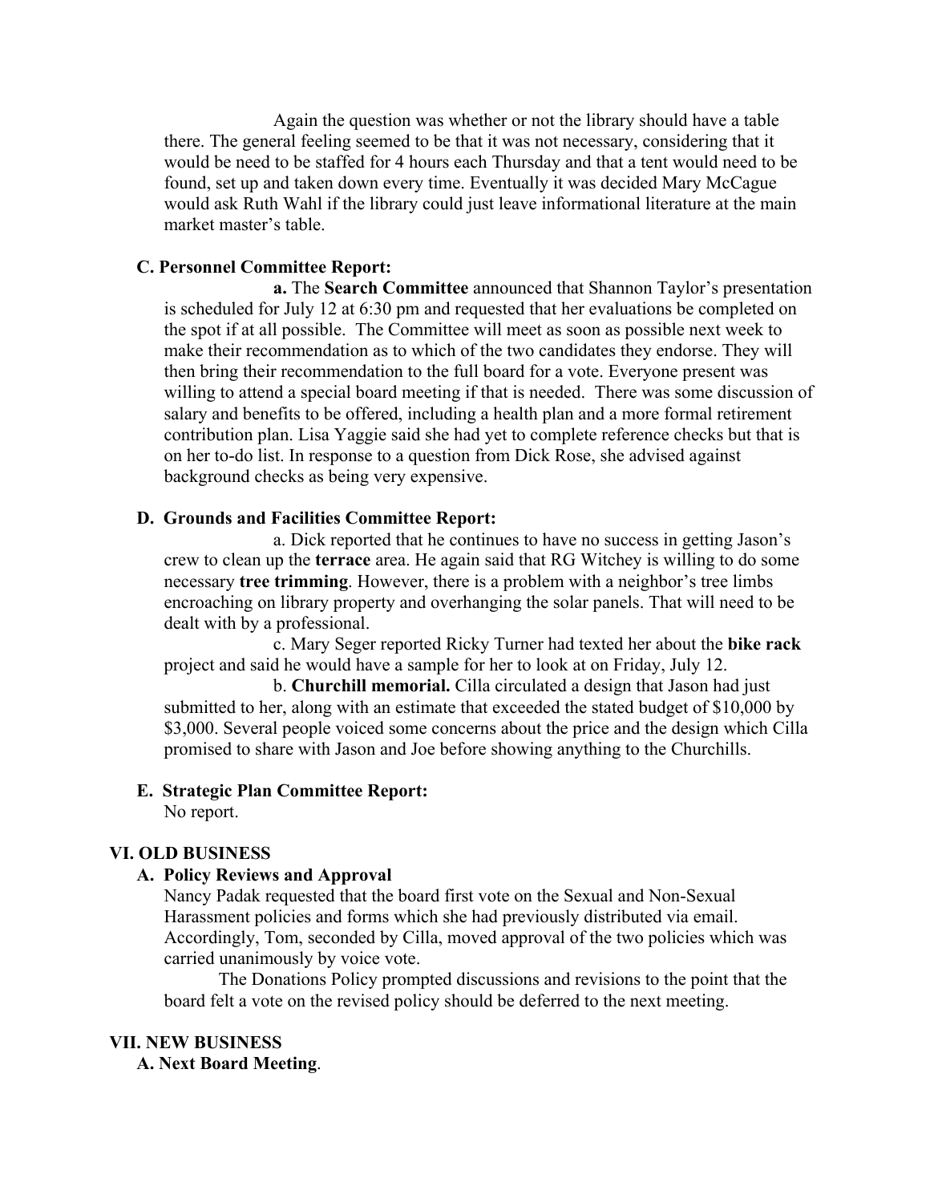Again the question was whether or not the library should have a table there. The general feeling seemed to be that it was not necessary, considering that it would be need to be staffed for 4 hours each Thursday and that a tent would need to be found, set up and taken down every time. Eventually it was decided Mary McCague would ask Ruth Wahl if the library could just leave informational literature at the main market master's table.

**C. Personnel Committee Report:**

**a.** The **Search Committee** announced that Shannon Taylor's presentation is scheduled for July 12 at 6:30 pm and requested that her evaluations be completed on the spot if at all possible. The Committee will meet as soon as possible next week to make their recommendation as to which of the two candidates they endorse. They will then bring their recommendation to the full board for a vote. Everyone present was willing to attend a special board meeting if that is needed. There was some discussion of salary and benefits to be offered, including a health plan and a more formal retirement contribution plan. Lisa Yaggie said she had yet to complete reference checks but that is on her to-do list. In response to a question from Dick Rose, she advised against background checks as being very expensive.

**D. Grounds and Facilities Committee Report:**

a. Dick reported that he continues to have no success in getting Jason's crew to clean up the **terrace** area. He again said that RG Witchey is willing to do some necessary **tree trimming**. However, there is a problem with a neighbor's tree limbs encroaching on library property and overhanging the solar panels. That will need to be dealt with by a professional.

c. Mary Seger reported Ricky Turner had texted her about the **bike rack** project and said he would have a sample for her to look at on Friday, July 12.

b. **Churchill memorial.** Cilla circulated a design that Jason had just submitted to her, along with an estimate that exceeded the stated budget of $10,000 by $3,000. Several people voiced some concerns about the price and the design which Cilla promised to share with Jason and Joe before showing anything to the Churchills.

**E. Strategic Plan Committee Report:**

No report.

**VI. OLD BUSINESS**

**A. Policy Reviews and Approval**

Nancy Padak requested that the board first vote on the Sexual and Non-Sexual Harassment policies and forms which she had previously distributed via email. Accordingly, Tom, seconded by Cilla, moved approval of the two policies which was carried unanimously by voice vote.

The Donations Policy prompted discussions and revisions to the point that the board felt a vote on the revised policy should be deferred to the next meeting.

**VII. NEW BUSINESS**

**A. Next Board Meeting**.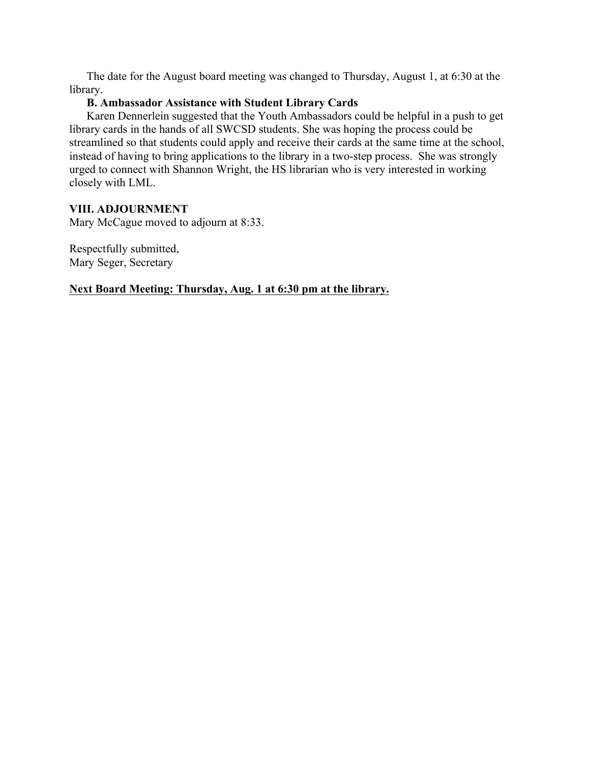The date for the August board meeting was changed to Thursday, August 1, at 6:30 at the library.

**B. Ambassador Assistance with Student Library Cards**

Karen Dennerlein suggested that the Youth Ambassadors could be helpful in a push to get library cards in the hands of all SWCSD students. She was hoping the process could be streamlined so that students could apply and receive their cards at the same time at the school, instead of having to bring applications to the library in a two-step process. She was strongly urged to connect with Shannon Wright, the HS librarian who is very interested in working closely with LML.

**VIII. ADJOURNMENT**

Mary McCague moved to adjourn at 8:33.

Respectfully submitted,
Mary Seger, Secretary

**<u>Next Board Meeting: Thursday, Aug. 1 at 6:30 pm at the library.</u>**